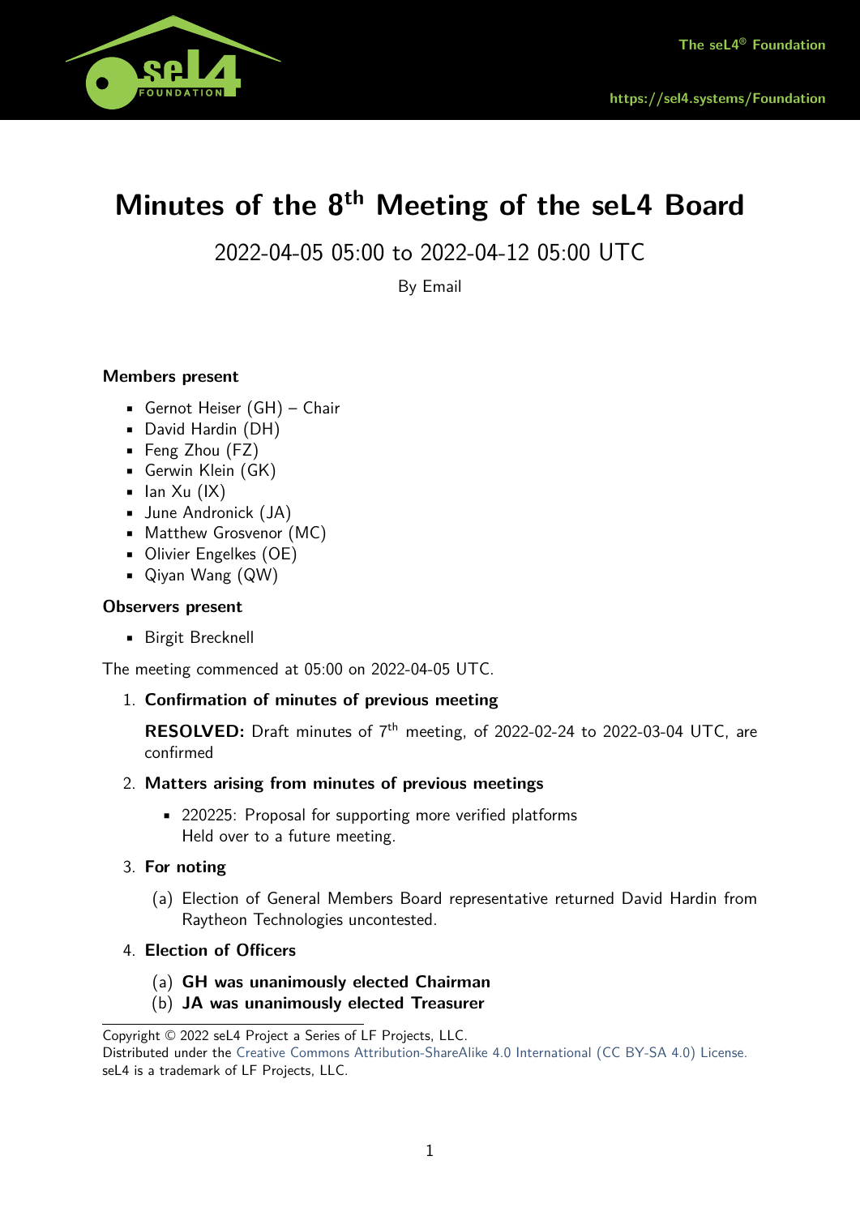The seL4® Foundation

https://sel4.systems/Foundation

# Minutes of the 8th Meeting of the seL4 Board

2022-04-05 05:00 to 2022-04-12 05:00 UTC

By Email

**Members present**

- Gernot Heiser (GH) – Chair
- David Hardin (DH)
- Feng Zhou (FZ)
- Gerwin Klein (GK)
- Ian Xu (IX)
- June Andronick (JA)
- Matthew Grosvenor (MC)
- Olivier Engelkes (OE)
- Qiyan Wang (QW)

**Observers present**

- Birgit Brecknell

The meeting commenced at 05:00 on 2022-04-05 UTC.

1. **Confirmation of minutes of previous meeting**

   **RESOLVED:** Draft minutes of 7th meeting, of 2022-02-24 to 2022-03-04 UTC, are confirmed

2. **Matters arising from minutes of previous meetings**

   - 220225: Proposal for supporting more verified platforms
     Held over to a future meeting.

3. **For noting**

   (a) Election of General Members Board representative returned David Hardin from Raytheon Technologies uncontested.

4. **Election of Officers**

   (a) **GH was unanimously elected Chairman**
   (b) **JA was unanimously elected Treasurer**

Copyright © 2022 seL4 Project a Series of LF Projects, LLC.
Distributed under the Creative Commons Attribution-ShareAlike 4.0 International (CC BY-SA 4.0) License.
seL4 is a trademark of LF Projects, LLC.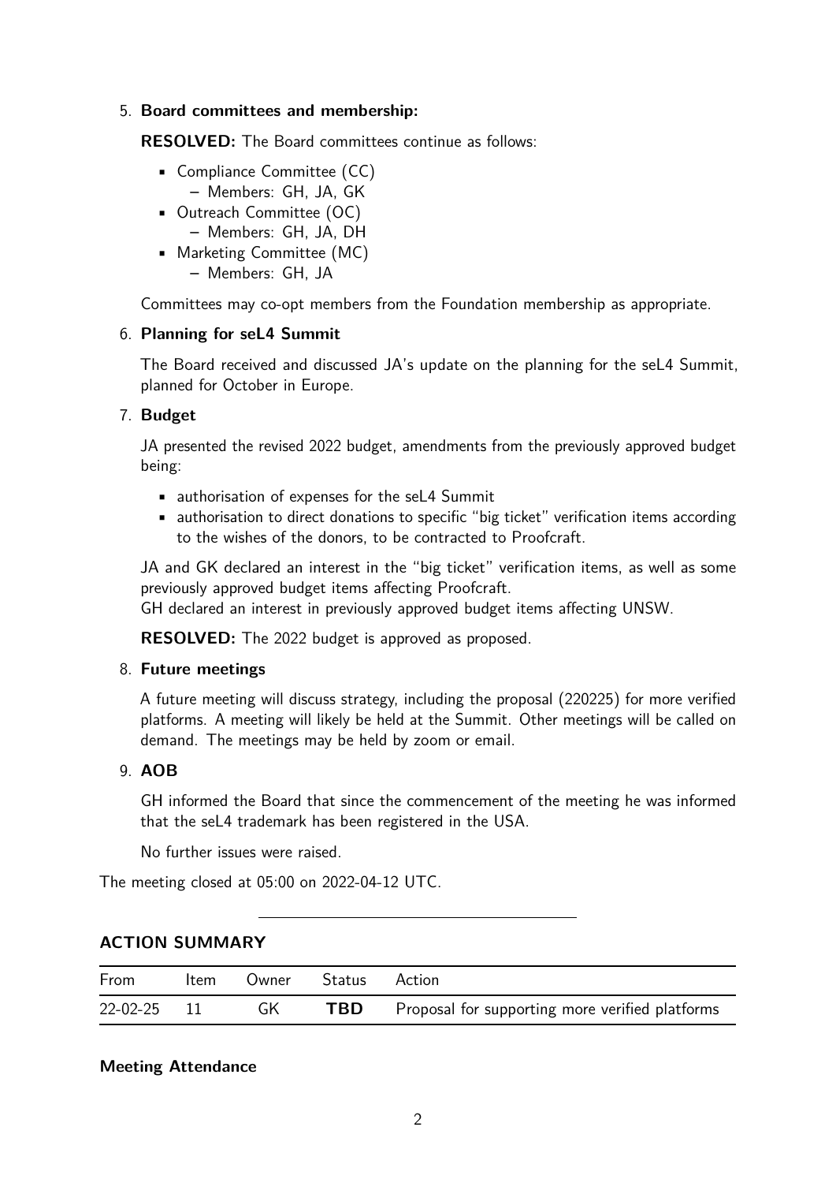5. **Board committees and membership:**

   **RESOLVED:** The Board committees continue as follows:

   - Compliance Committee (CC)
     - Members: GH, JA, GK
   - Outreach Committee (OC)
     - Members: GH, JA, DH
   - Marketing Committee (MC)
     - Members: GH, JA

   Committees may co-opt members from the Foundation membership as appropriate.

6. **Planning for seL4 Summit**

   The Board received and discussed JA's update on the planning for the seL4 Summit, planned for October in Europe.

7. **Budget**

   JA presented the revised 2022 budget, amendments from the previously approved budget being:

   - authorisation of expenses for the seL4 Summit
   - authorisation to direct donations to specific "big ticket" verification items according to the wishes of the donors, to be contracted to Proofcraft.

   JA and GK declared an interest in the "big ticket" verification items, as well as some previously approved budget items affecting Proofcraft.
   GH declared an interest in previously approved budget items affecting UNSW.

   **RESOLVED:** The 2022 budget is approved as proposed.

8. **Future meetings**

   A future meeting will discuss strategy, including the proposal (220225) for more verified platforms. A meeting will likely be held at the Summit. Other meetings will be called on demand. The meetings may be held by zoom or email.

9. **AOB**

   GH informed the Board that since the commencement of the meeting he was informed that the seL4 trademark has been registered in the USA.

   No further issues were raised.

The meeting closed at 05:00 on 2022-04-12 UTC.

---

## ACTION SUMMARY

| From | Item | Owner | Status | Action |
|---|---|---|---|---|
| 22-02-25 | 11 | GK | **TBD** | Proposal for supporting more verified platforms |

**Meeting Attendance**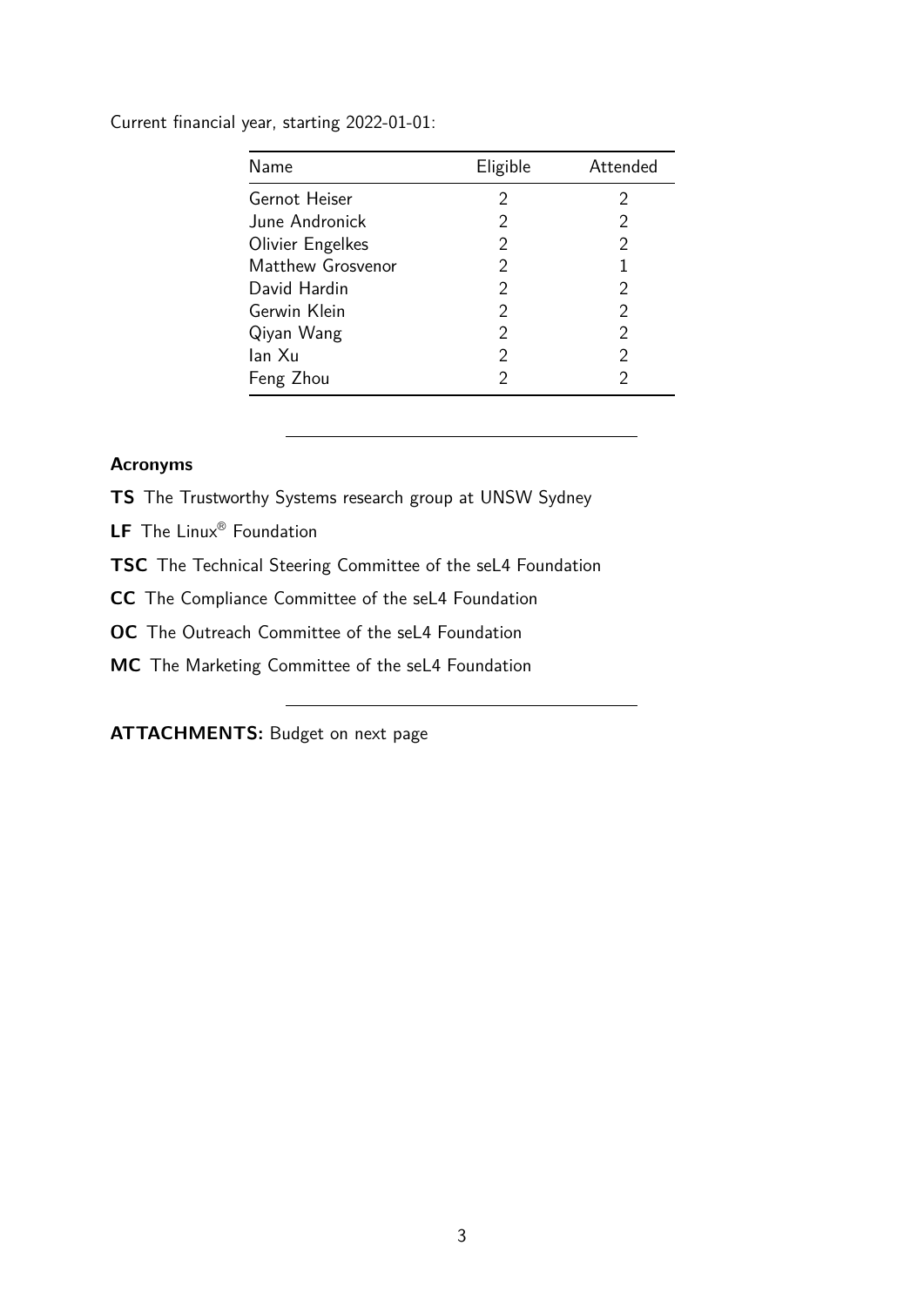Current financial year, starting 2022-01-01:

| Name | Eligible | Attended |
|---|---|---|
| Gernot Heiser | 2 | 2 |
| June Andronick | 2 | 2 |
| Olivier Engelkes | 2 | 2 |
| Matthew Grosvenor | 2 | 1 |
| David Hardin | 2 | 2 |
| Gerwin Klein | 2 | 2 |
| Qiyan Wang | 2 | 2 |
| Ian Xu | 2 | 2 |
| Feng Zhou | 2 | 2 |

---

**Acronyms**

**TS** The Trustworthy Systems research group at UNSW Sydney

**LF** The Linux® Foundation

**TSC** The Technical Steering Committee of the seL4 Foundation

**CC** The Compliance Committee of the seL4 Foundation

**OC** The Outreach Committee of the seL4 Foundation

**MC** The Marketing Committee of the seL4 Foundation

---

**ATTACHMENTS:** Budget on next page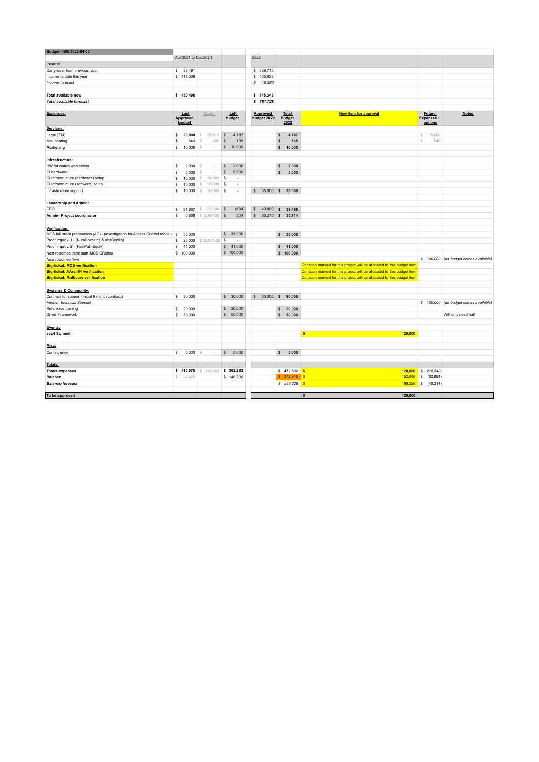| Budget - BM 2022-04-05 | | | | | | | | |
|---|---|---|---|---|---|---|---|---|
| | Apr'2021 to Dec'2021 | | | 2022 | | | | |
| **Income:** | | | | | | | | |
| Carry-over from previous year | $ 33,491 | | | $ 339,715 | | | | |
| Income to date this year | $ 417,008 | | | $ 405,633 | | | | |
| *Income forecast* | | | | *$ 16,380* | | | | |
| | | | | | | | | |
| **Total available now** | **$ 450,498** | | | **$ 745,348** | | | | |
| ***Total available forecast*** | | | | ***$ 761,728*** | | | | |
| | | | | | | | | |
| **Expenses:** | **Last Approved budget** | Spent | **Left budget** | **Approved budget 2022** | **Total Budget 2022** | **New item for approval** | **Future Expenses + options** | **Notes** |
| **Services:** | | | | | | | | |
| Legal (TM) | **$ 20,000** | $ 15,813 | $ 4,187 | | **$ 4,187** | | $ 15,000 | |
| Mail hosting | $ 540 | $ 405 | $ 135 | | **$ 135** | | $ 540 | |
| **Marketing** | $ 10,000 | $ - | $ 10,000 | | **$ 10,000** | | | |
| | | | | | | | | |
| **Infrastructure:** | | | | | | | | |
| HW for native web server | $ 2,000 | $ - | $ 2,000 | | **$ 2,000** | | | |
| CI hardware | $ 5,000 | $ - | $ 5,000 | | **$ 5,000** | | | |
| CI Infrastructure (hardware) setup | $ 16,000 | $ 16,000 | $ - | | | | | |
| CI Infrastructure (software) setup | $ 15,000 | $ 15,000 | $ - | | | | | |
| Infrastructure support | $ 10,000 | $ 10,000 | $ - | $ 35,000 | **$ 35,000** | | | |
| | | | | | | | | |
| **Leadership and Admin:** | | | | | | | | |
| CEO | $ 21,667 | $ 22,200 | $ (534) | $ 40,000 | **$ 39,466** | | | |
| **Admin- Project coordinator** | $ 5,868 | $ 5,364.00 | $ 504 | $ 35,210 | **$ 35,714** | | | |
| | | | | | | | | |
| **Verification:** | | | | | | | | |
| MCS full stack preparation (AC) - (investigation for Access Control model) | $ 35,000 | | $ 35,000 | | **$ 35,000** | | | |
| Proof improv. 1 - (NumDomains & AbsConfig) | $ 26,000 | $ 26,000.00 | $ - | | | | | |
| Proof improv. 2 - (FastPathEquiv) | $ 41,000 | | $ 41,000 | | **$ 41,000** | | | |
| Next roadmap item: start MCS CRefine | $ 100,000 | | $ 100,000 | | **$ 100,000** | | | |
| *Next roadmap item* | | | | | | | *$ 100,000* | *(as budget comes available)* |
| **Big-ticket: MCS verification** | | | | | | Donation marked for this project will be allocated to this budget item | | |
| **Big-ticket: AArch64 verification** | | | | | | Donation marked for this project will be allocated to this budget item | | |
| **Big-ticket: Multicore verification** | | | | | | Donation marked for this project will be allocated to this budget item | | |
| | | | | | | | | |
| **Systems & Community:** | | | | | | | | |
| Contract for support (Initial 6 month contract) | $ 30,000 | | $ 30,000 | $ 60,000 | **$ 90,000** | | | |
| *Further Technical Support* | | | | | | | *$ 100,000* | *(as budget comes available)* |
| Reference training | $ 20,000 | | $ 20,000 | | **$ 20,000** | | | |
| Driver Framework | $ 50,000 | | $ 50,000 | | **$ 50,000** | | | Will only need half |
| | | | | | | | | |
| **Events:** | | | | | | | | |
| **seL4 Summit** | | | | | | **$ 120,000** | | |
| | | | | | | | | |
| **Misc:** | | | | | | | | |
| Contingency | $ 5,000 | $ - | $ 5,000 | | **$ 5,000** | | | |
| | | | | | | | | |
| **Totals:** | | | | | | | | |
| **Totals expenses** | **$ 413,075** | $ 110,783 | **$ 302,292** | | **$ 472,502** | **$ 120,000** | *$ 215,540* | |
| **Balance** | $ 37,423 | | $ 148,206 | | $ 272,846 | $ 152,846 | $ (62,694) | |
| ***Balance forecast*** | | | | | *$ 289,226* | $ 169,226 | $ (46,314) | |
| | | | | | | | | |
| **To be approved** | | | | | | **$ 120,000** | | |